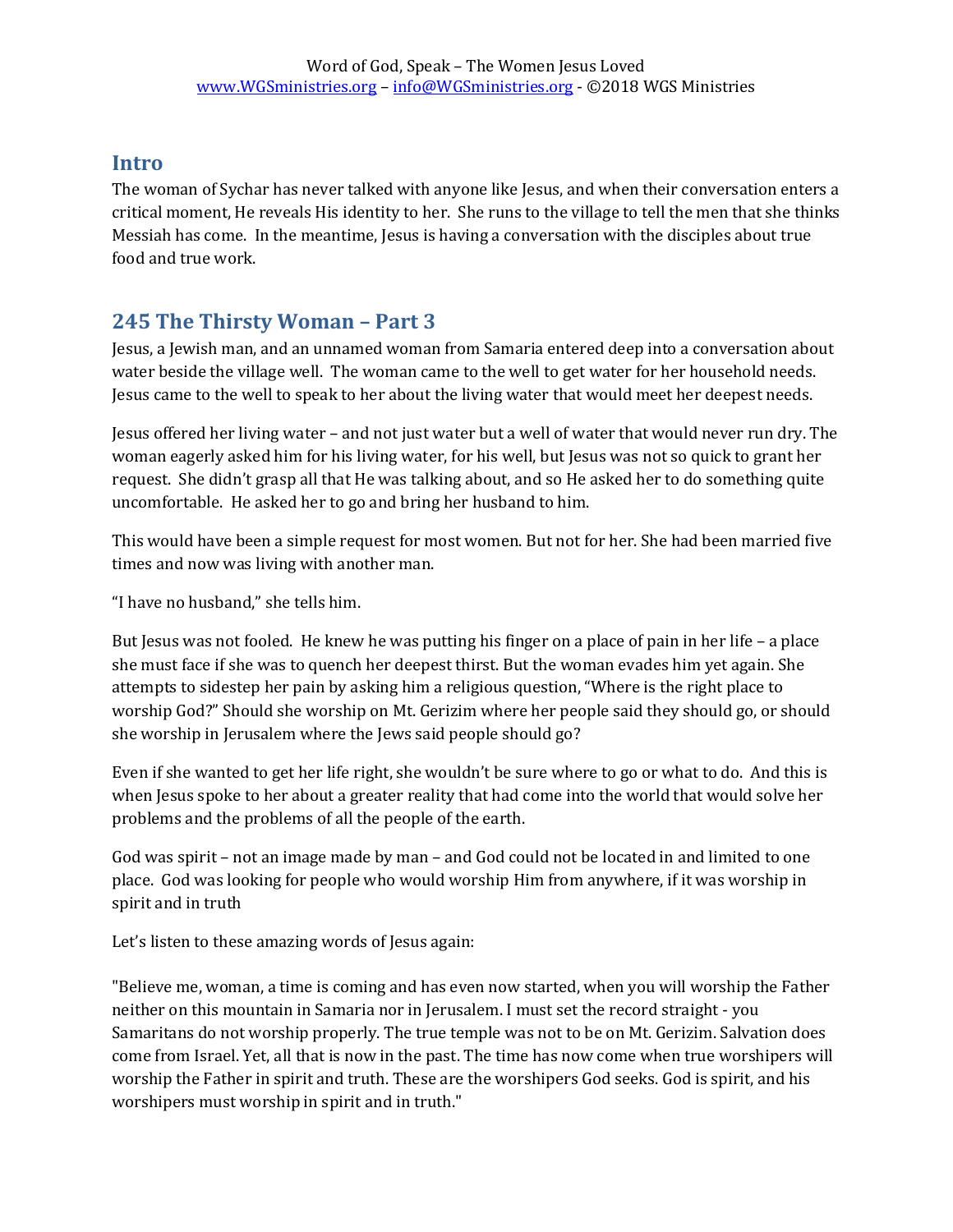## Intro

The woman of Sychar has never talked with anyone like Jesus, and when their conversation enters a critical moment, He reveals His identity to her. She runs to the village to tell the men that she thinks Messiah has come. In the meantime, Jesus is having a conversation with the disciples about true food and true work.

## 245 The Thirsty Woman – Part 3

Jesus, a Jewish man, and an unnamed woman from Samaria entered deep into a conversation about water beside the village well. The woman came to the well to get water for her household needs. Jesus came to the well to speak to her about the living water that would meet her deepest needs.

Jesus offered her living water – and not just water but a well of water that would never run dry. The woman eagerly asked him for his living water, for his well, but Jesus was not so quick to grant her request. She didn't grasp all that He was talking about, and so He asked her to do something quite uncomfortable. He asked her to go and bring her husband to him.

This would have been a simple request for most women. But not for her. She had been married five times and now was living with another man.

"I have no husband," she tells him.

But Jesus was not fooled. He knew he was putting his finger on a place of pain in her life – a place she must face if she was to quench her deepest thirst. But the woman evades him yet again. She attempts to sidestep her pain by asking him a religious question, "Where is the right place to worship God?" Should she worship on Mt. Gerizim where her people said they should go, or should she worship in Jerusalem where the Jews said people should go?

Even if she wanted to get her life right, she wouldn't be sure where to go or what to do. And this is when Jesus spoke to her about a greater reality that had come into the world that would solve her problems and the problems of all the people of the earth.

God was spirit – not an image made by man – and God could not be located in and limited to one place. God was looking for people who would worship Him from anywhere, if it was worship in spirit and in truth

Let's listen to these amazing words of Jesus again:

"Believe me, woman, a time is coming and has even now started, when you will worship the Father neither on this mountain in Samaria nor in Jerusalem. I must set the record straight - you Samaritans do not worship properly. The true temple was not to be on Mt. Gerizim. Salvation does come from Israel. Yet, all that is now in the past. The time has now come when true worshipers will worship the Father in spirit and truth. These are the worshipers God seeks. God is spirit, and his worshipers must worship in spirit and in truth."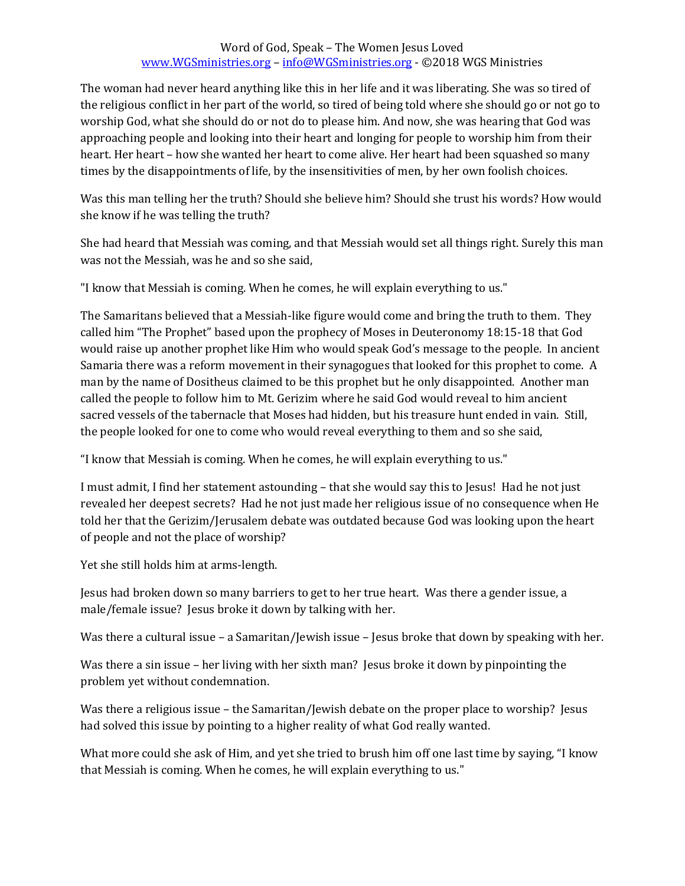The woman had never heard anything like this in her life and it was liberating. She was so tired of the religious conflict in her part of the world, so tired of being told where she should go or not go to worship God, what she should do or not do to please him. And now, she was hearing that God was approaching people and looking into their heart and longing for people to worship him from their heart. Her heart – how she wanted her heart to come alive. Her heart had been squashed so many times by the disappointments of life, by the insensitivities of men, by her own foolish choices.

Was this man telling her the truth? Should she believe him? Should she trust his words? How would she know if he was telling the truth?

She had heard that Messiah was coming, and that Messiah would set all things right. Surely this man was not the Messiah, was he and so she said,

"I know that Messiah is coming. When he comes, he will explain everything to us."

The Samaritans believed that a Messiah-like figure would come and bring the truth to them. They called him "The Prophet" based upon the prophecy of Moses in Deuteronomy 18:15-18 that God would raise up another prophet like Him who would speak God's message to the people. In ancient Samaria there was a reform movement in their synagogues that looked for this prophet to come. A man by the name of Dositheus claimed to be this prophet but he only disappointed. Another man called the people to follow him to Mt. Gerizim where he said God would reveal to him ancient sacred vessels of the tabernacle that Moses had hidden, but his treasure hunt ended in vain. Still, the people looked for one to come who would reveal everything to them and so she said,

"I know that Messiah is coming. When he comes, he will explain everything to us."

I must admit, I find her statement astounding – that she would say this to Jesus! Had he not just revealed her deepest secrets? Had he not just made her religious issue of no consequence when He told her that the Gerizim/Jerusalem debate was outdated because God was looking upon the heart of people and not the place of worship?

Yet she still holds him at arms-length.

Jesus had broken down so many barriers to get to her true heart. Was there a gender issue, a male/female issue? Jesus broke it down by talking with her.

Was there a cultural issue – a Samaritan/Jewish issue – Jesus broke that down by speaking with her.

Was there a sin issue – her living with her sixth man? Jesus broke it down by pinpointing the problem yet without condemnation.

Was there a religious issue – the Samaritan/Jewish debate on the proper place to worship? Jesus had solved this issue by pointing to a higher reality of what God really wanted.

What more could she ask of Him, and yet she tried to brush him off one last time by saying, "I know that Messiah is coming. When he comes, he will explain everything to us."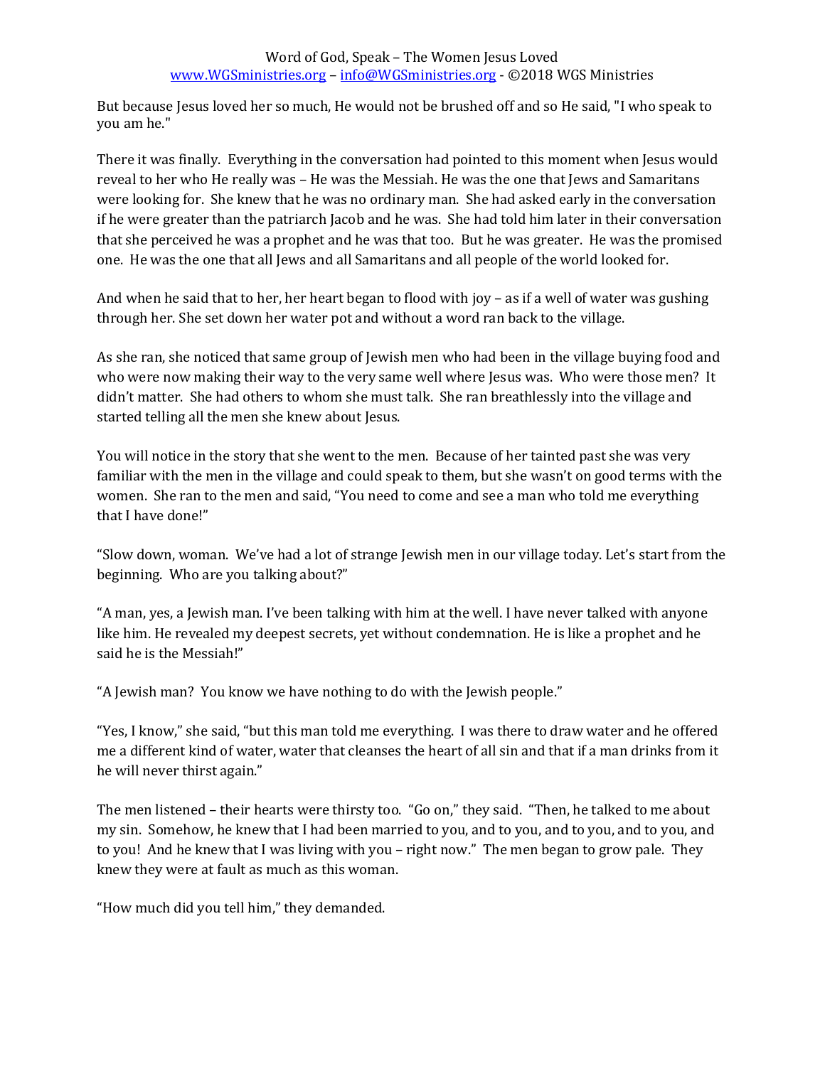But because Jesus loved her so much, He would not be brushed off and so He said, "I who speak to you am he."

There it was finally. Everything in the conversation had pointed to this moment when Jesus would reveal to her who He really was – He was the Messiah. He was the one that Jews and Samaritans were looking for. She knew that he was no ordinary man. She had asked early in the conversation if he were greater than the patriarch Jacob and he was. She had told him later in their conversation that she perceived he was a prophet and he was that too. But he was greater. He was the promised one. He was the one that all Jews and all Samaritans and all people of the world looked for.

And when he said that to her, her heart began to flood with joy – as if a well of water was gushing through her. She set down her water pot and without a word ran back to the village.

As she ran, she noticed that same group of Jewish men who had been in the village buying food and who were now making their way to the very same well where Jesus was. Who were those men? It didn't matter. She had others to whom she must talk. She ran breathlessly into the village and started telling all the men she knew about Jesus.

You will notice in the story that she went to the men. Because of her tainted past she was very familiar with the men in the village and could speak to them, but she wasn't on good terms with the women. She ran to the men and said, "You need to come and see a man who told me everything that I have done!"

"Slow down, woman. We've had a lot of strange Jewish men in our village today. Let's start from the beginning. Who are you talking about?"

"A man, yes, a Jewish man. I've been talking with him at the well. I have never talked with anyone like him. He revealed my deepest secrets, yet without condemnation. He is like a prophet and he said he is the Messiah!"

"A Jewish man? You know we have nothing to do with the Jewish people."

"Yes, I know," she said, "but this man told me everything. I was there to draw water and he offered me a different kind of water, water that cleanses the heart of all sin and that if a man drinks from it he will never thirst again."

The men listened – their hearts were thirsty too. "Go on," they said. "Then, he talked to me about my sin. Somehow, he knew that I had been married to you, and to you, and to you, and to you, and to you! And he knew that I was living with you – right now." The men began to grow pale. They knew they were at fault as much as this woman.

"How much did you tell him," they demanded.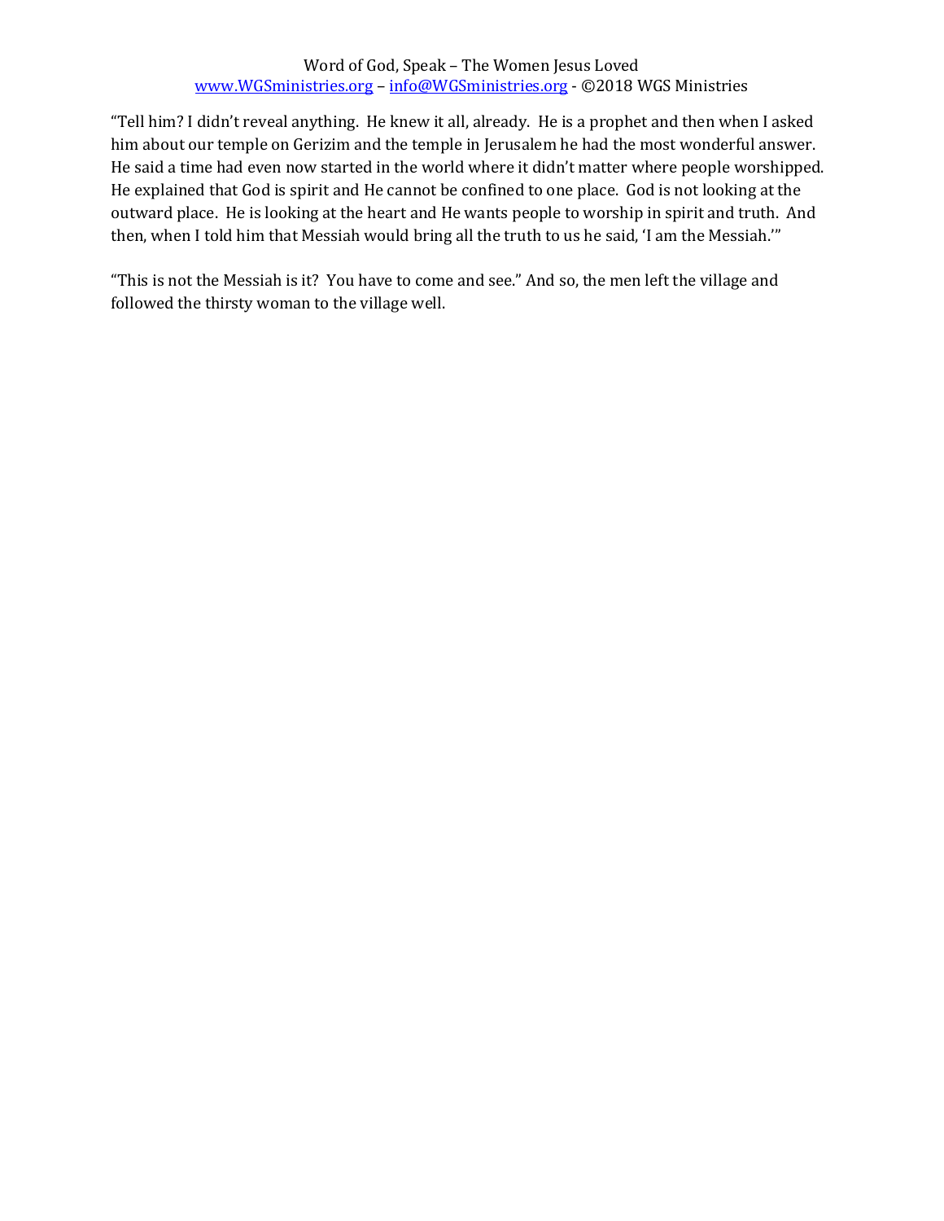"Tell him? I didn't reveal anything. He knew it all, already. He is a prophet and then when I asked him about our temple on Gerizim and the temple in Jerusalem he had the most wonderful answer. He said a time had even now started in the world where it didn't matter where people worshipped. He explained that God is spirit and He cannot be confined to one place. God is not looking at the outward place. He is looking at the heart and He wants people to worship in spirit and truth. And then, when I told him that Messiah would bring all the truth to us he said, 'I am the Messiah.'"

"This is not the Messiah is it? You have to come and see." And so, the men left the village and followed the thirsty woman to the village well.